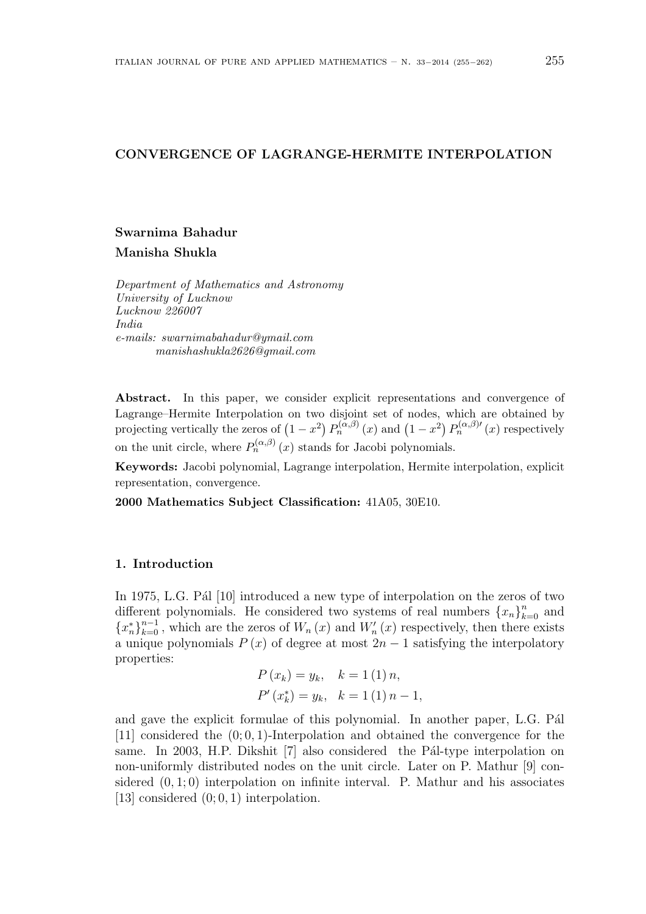# CONVERGENCE OF LAGRANGE-HERMITE INTERPOLATION

**Swarnima Bahadur**
**Manisha Shukla**

*Department of Mathematics and Astronomy*
*University of Lucknow*
*Lucknow 226007*
*India*
*e-mails: swarnimabahadur@ymail.com*
*manishashukla2626@gmail.com*

**Abstract.** In this paper, we consider explicit representations and convergence of Lagrange–Hermite Interpolation on two disjoint set of nodes, which are obtained by projecting vertically the zeros of $\left(1-x^2\right)P_n^{(\alpha,\beta)}(x)$ and $\left(1-x^2\right)P_n^{(\alpha,\beta)\prime}(x)$ respectively on the unit circle, where $P_n^{(\alpha,\beta)}(x)$ stands for Jacobi polynomials.

**Keywords:** Jacobi polynomial, Lagrange interpolation, Hermite interpolation, explicit representation, convergence.

**2000 Mathematics Subject Classification:** 41A05, 30E10.

## 1. Introduction

In 1975, L.G. Pál [10] introduced a new type of interpolation on the zeros of two different polynomials. He considered two systems of real numbers $\{x_n\}_{k=0}^{n}$ and $\{x_n^*\}_{k=0}^{n-1}$, which are the zeros of $W_n(x)$ and $W_n'(x)$ respectively, then there exists a unique polynomials $P(x)$ of degree at most $2n-1$ satisfying the interpolatory properties:

$$
\begin{aligned}
P(x_k) &= y_k, \quad k = 1\,(1)\,n,\\
P'(x_k^*) &= y_k, \quad k = 1\,(1)\,n-1,
\end{aligned}
$$

and gave the explicit formulae of this polynomial. In another paper, L.G. Pál [11] considered the $(0;0,1)$-Interpolation and obtained the convergence for the same. In 2003, H.P. Dikshit [7] also considered the Pál-type interpolation on non-uniformly distributed nodes on the unit circle. Later on P. Mathur [9] considered $(0,1;0)$ interpolation on infinite interval. P. Mathur and his associates [13] considered $(0;0,1)$ interpolation.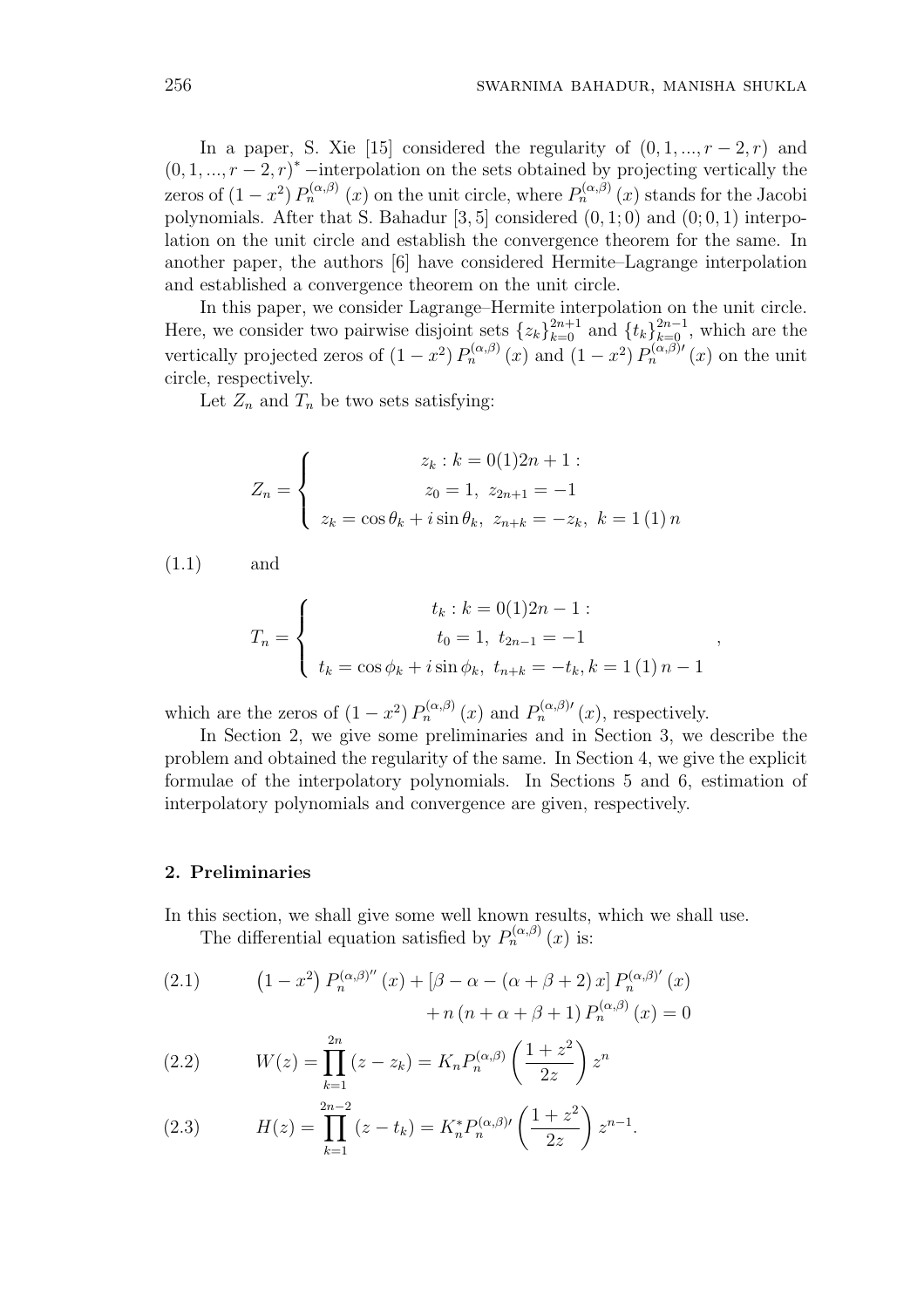In a paper, S. Xie [15] considered the regularity of $(0,1,...,r-2,r)$ and $(0,1,...,r-2,r)^*$ −interpolation on the sets obtained by projecting vertically the zeros of $(1-x^2)\,P_n^{(\alpha,\beta)}(x)$ on the unit circle, where $P_n^{(\alpha,\beta)}(x)$ stands for the Jacobi polynomials. After that S. Bahadur [3, 5] considered $(0,1;0)$ and $(0;0,1)$ interpolation on the unit circle and establish the convergence theorem for the same. In another paper, the authors [6] have considered Hermite–Lagrange interpolation and established a convergence theorem on the unit circle.

In this paper, we consider Lagrange–Hermite interpolation on the unit circle. Here, we consider two pairwise disjoint sets $\{z_k\}_{k=0}^{2n+1}$ and $\{t_k\}_{k=0}^{2n-1}$, which are the vertically projected zeros of $(1-x^2)\,P_n^{(\alpha,\beta)}(x)$ and $(1-x^2)\,P_n^{(\alpha,\beta)\prime}(x)$ on the unit circle, respectively.

Let $Z_n$ and $T_n$ be two sets satisfying:

$$
Z_n = \begin{cases} z_k : k = 0(1)2n+1 : \\ z_0 = 1,\ z_{2n+1} = -1 \\ z_k = \cos\theta_k + i\sin\theta_k,\ z_{n+k} = -z_k,\ k = 1\,(1)\,n \end{cases}
\tag{1.1}
$$

and

$$
T_n = \begin{cases} t_k : k = 0(1)2n-1 : \\ t_0 = 1,\ t_{2n-1} = -1 \\ t_k = \cos\phi_k + i\sin\phi_k,\ t_{n+k} = -t_k, k = 1\,(1)\,n-1 \end{cases},
$$

which are the zeros of $(1-x^2)\,P_n^{(\alpha,\beta)}(x)$ and $P_n^{(\alpha,\beta)\prime}(x)$, respectively.

In Section 2, we give some preliminaries and in Section 3, we describe the problem and obtained the regularity of the same. In Section 4, we give the explicit formulae of the interpolatory polynomials. In Sections 5 and 6, estimation of interpolatory polynomials and convergence are given, respectively.

## 2. Preliminaries

In this section, we shall give some well known results, which we shall use.

The differential equation satisfied by $P_n^{(\alpha,\beta)}(x)$ is:

$$
\begin{aligned}
(1-x^2)\,P_n^{(\alpha,\beta)\prime\prime}(x) &+ [\beta-\alpha-(\alpha+\beta+2)\,x]\,P_n^{(\alpha,\beta)\prime}(x) \\
&+ n\,(n+\alpha+\beta+1)\,P_n^{(\alpha,\beta)}(x) = 0
\end{aligned}
\tag{2.1}
$$

$$
W(z) = \prod_{k=1}^{2n}(z-z_k) = K_n P_n^{(\alpha,\beta)}\left(\frac{1+z^2}{2z}\right) z^n
\tag{2.2}
$$

$$
H(z) = \prod_{k=1}^{2n-2}(z-t_k) = K_n^* P_n^{(\alpha,\beta)\prime}\left(\frac{1+z^2}{2z}\right) z^{n-1}.
\tag{2.3}
$$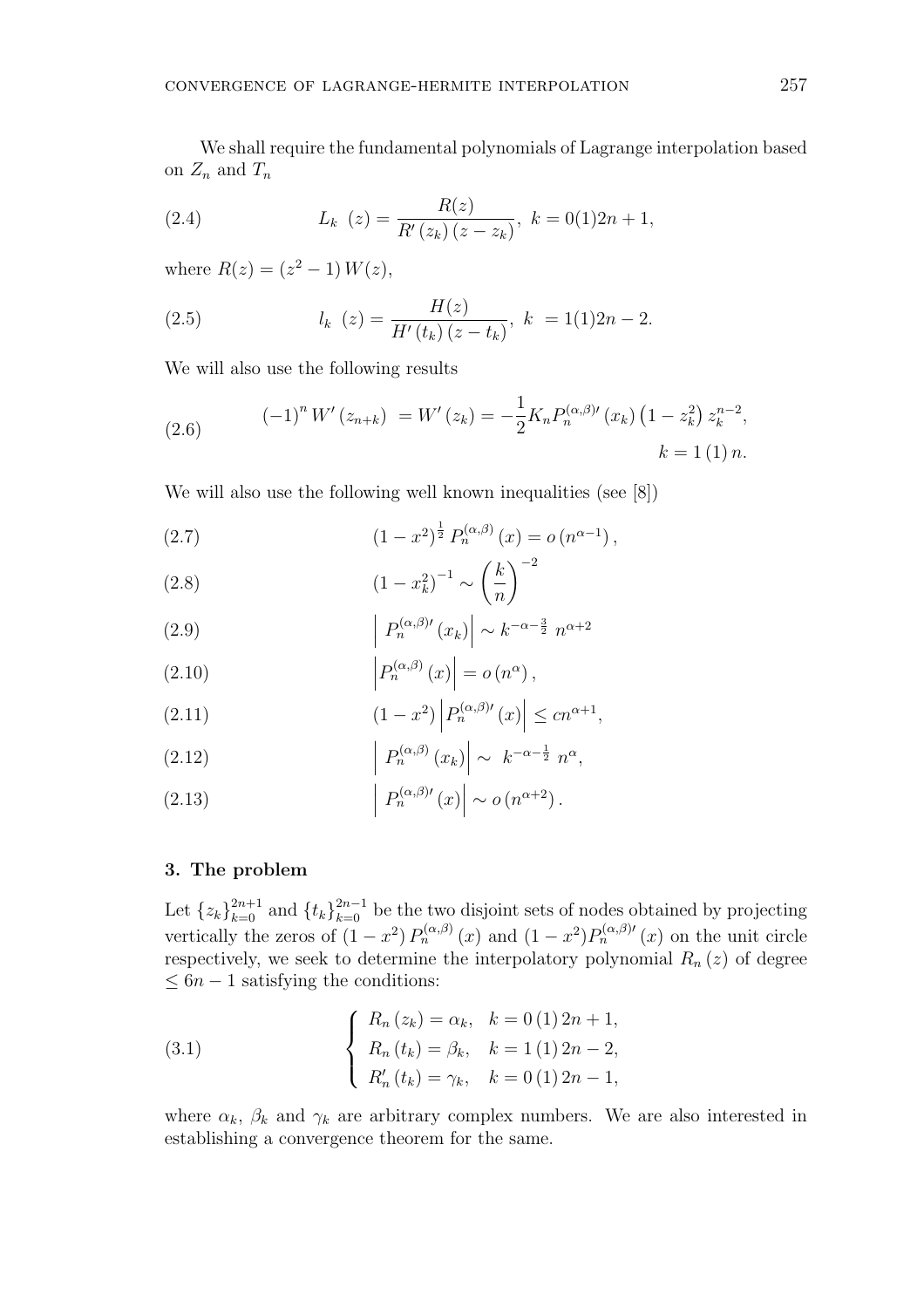We shall require the fundamental polynomials of Lagrange interpolation based on $Z_n$ and $T_n$

$$L_k\ (z) = \frac{R(z)}{R'(z_k)(z - z_k)},\ k = 0(1)2n+1, \tag{2.4}$$

where $R(z) = (z^2 - 1)\,W(z)$,

$$l_k\ (z) = \frac{H(z)}{H'(t_k)(z - t_k)},\ k\ = 1(1)2n-2. \tag{2.5}$$

We will also use the following results

$$(-1)^n W'(z_{n+k})\ = W'(z_k) = -\frac{1}{2} K_n P_n^{(\alpha,\beta)\prime}(x_k)\left(1 - z_k^2\right) z_k^{n-2}, \qquad k = 1\,(1)\,n. \tag{2.6}$$

We will also use the following well known inequalities (see [8])

$$(1-x^2)^{\frac{1}{2}}\, P_n^{(\alpha,\beta)}(x) = o\left(n^{\alpha-1}\right), \tag{2.7}$$

$$(1-x_k^2)^{-1} \sim \left(\frac{k}{n}\right)^{-2} \tag{2.8}$$

$$\left|\ P_n^{(\alpha,\beta)\prime}(x_k)\right| \sim k^{-\alpha-\frac{3}{2}}\ n^{\alpha+2} \tag{2.9}$$

$$\left|P_n^{(\alpha,\beta)}(x)\right| = o\left(n^{\alpha}\right), \tag{2.10}$$

$$(1-x^2)\left|P_n^{(\alpha,\beta)\prime}(x)\right| \le cn^{\alpha+1}, \tag{2.11}$$

$$\left|\ P_n^{(\alpha,\beta)}(x_k)\right| \sim\ k^{-\alpha-\frac{1}{2}}\ n^{\alpha}, \tag{2.12}$$

$$\left|\ P_n^{(\alpha,\beta)\prime}(x)\right| \sim o\left(n^{\alpha+2}\right). \tag{2.13}$$

## 3. The problem

Let $\{z_k\}_{k=0}^{2n+1}$ and $\{t_k\}_{k=0}^{2n-1}$ be the two disjoint sets of nodes obtained by projecting vertically the zeros of $(1-x^2)\,P_n^{(\alpha,\beta)}(x)$ and $(1-x^2)P_n^{(\alpha,\beta)\prime}(x)$ on the unit circle respectively, we seek to determine the interpolatory polynomial $R_n(z)$ of degree $\le 6n-1$ satisfying the conditions:

$$\begin{cases} R_n(z_k) = \alpha_k, & k = 0\,(1)\,2n+1, \\ R_n(t_k) = \beta_k, & k = 1\,(1)\,2n-2, \\ R_n'(t_k) = \gamma_k, & k = 0\,(1)\,2n-1, \end{cases} \tag{3.1}$$

where $\alpha_k$, $\beta_k$ and $\gamma_k$ are arbitrary complex numbers. We are also interested in establishing a convergence theorem for the same.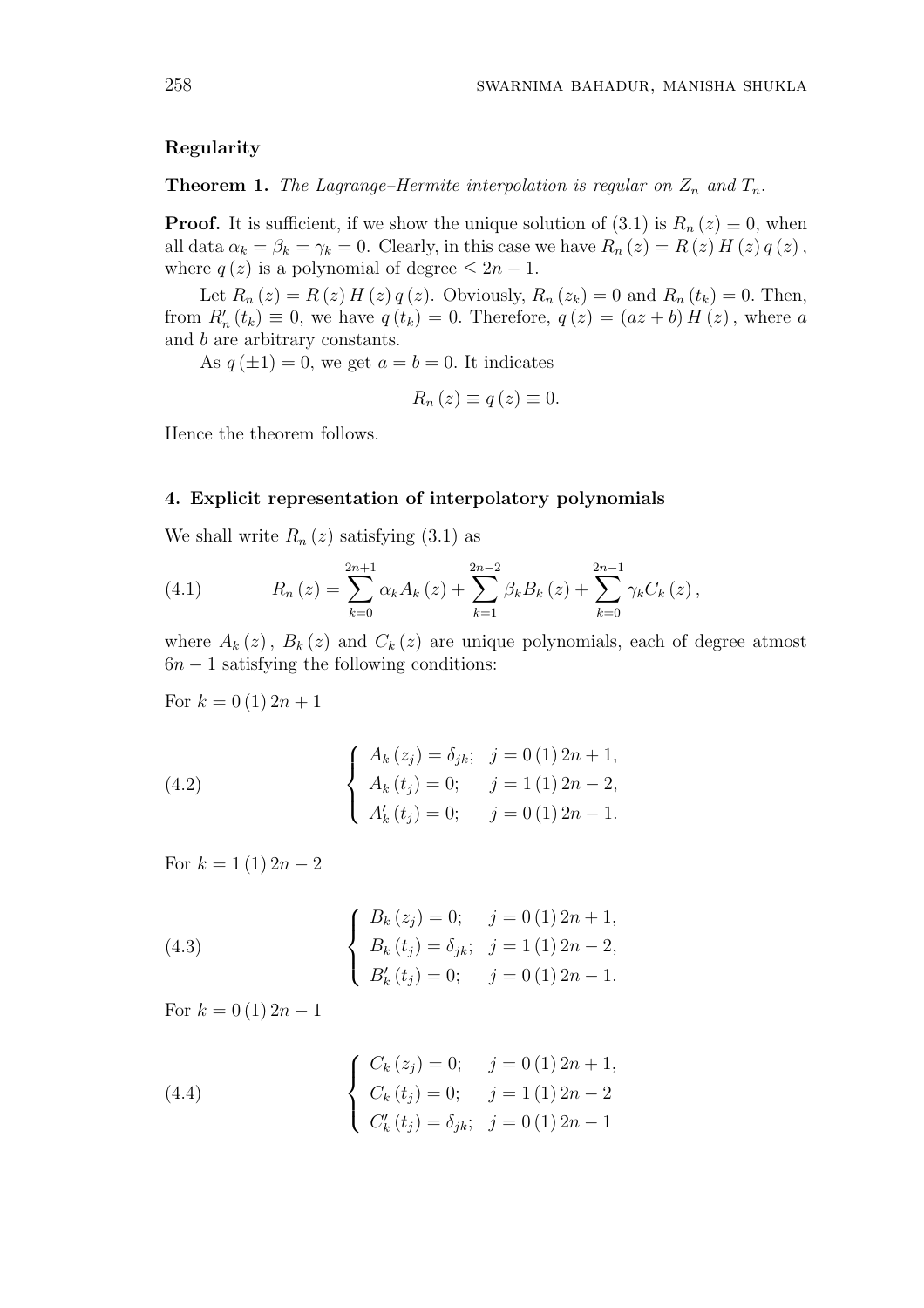**Regularity**

**Theorem 1.** *The Lagrange–Hermite interpolation is regular on $Z_n$ and $T_n$.*

**Proof.** It is sufficient, if we show the unique solution of (3.1) is $R_n(z) \equiv 0$, when all data $\alpha_k = \beta_k = \gamma_k = 0$. Clearly, in this case we have $R_n(z) = R(z)\, H(z)\, q(z)$, where $q(z)$ is a polynomial of degree $\leq 2n-1$.

Let $R_n(z) = R(z)\, H(z)\, q(z)$. Obviously, $R_n(z_k) = 0$ and $R_n(t_k) = 0$. Then, from $R_n'(t_k) \equiv 0$, we have $q(t_k) = 0$. Therefore, $q(z) = (az+b)\, H(z)$, where $a$ and $b$ are arbitrary constants.

As $q(\pm 1) = 0$, we get $a = b = 0$. It indicates

$$R_n(z) \equiv q(z) \equiv 0.$$

Hence the theorem follows.

## 4. Explicit representation of interpolatory polynomials

We shall write $R_n(z)$ satisfying (3.1) as

$$R_n(z) = \sum_{k=0}^{2n+1} \alpha_k A_k(z) + \sum_{k=1}^{2n-2} \beta_k B_k(z) + \sum_{k=0}^{2n-1} \gamma_k C_k(z), \tag{4.1}$$

where $A_k(z)$, $B_k(z)$ and $C_k(z)$ are unique polynomials, each of degree atmost $6n-1$ satisfying the following conditions:

For $k = 0\,(1)\,2n+1$

$$\begin{cases} A_k(z_j) = \delta_{jk}; & j = 0\,(1)\,2n+1, \\ A_k(t_j) = 0; & j = 1\,(1)\,2n-2, \\ A_k'(t_j) = 0; & j = 0\,(1)\,2n-1. \end{cases} \tag{4.2}$$

For $k = 1\,(1)\,2n-2$

$$\begin{cases} B_k(z_j) = 0; & j = 0\,(1)\,2n+1, \\ B_k(t_j) = \delta_{jk}; & j = 1\,(1)\,2n-2, \\ B_k'(t_j) = 0; & j = 0\,(1)\,2n-1. \end{cases} \tag{4.3}$$

For $k = 0\,(1)\,2n-1$

$$\begin{cases} C_k(z_j) = 0; & j = 0\,(1)\,2n+1, \\ C_k(t_j) = 0; & j = 1\,(1)\,2n-2 \\ C_k'(t_j) = \delta_{jk}; & j = 0\,(1)\,2n-1 \end{cases} \tag{4.4}$$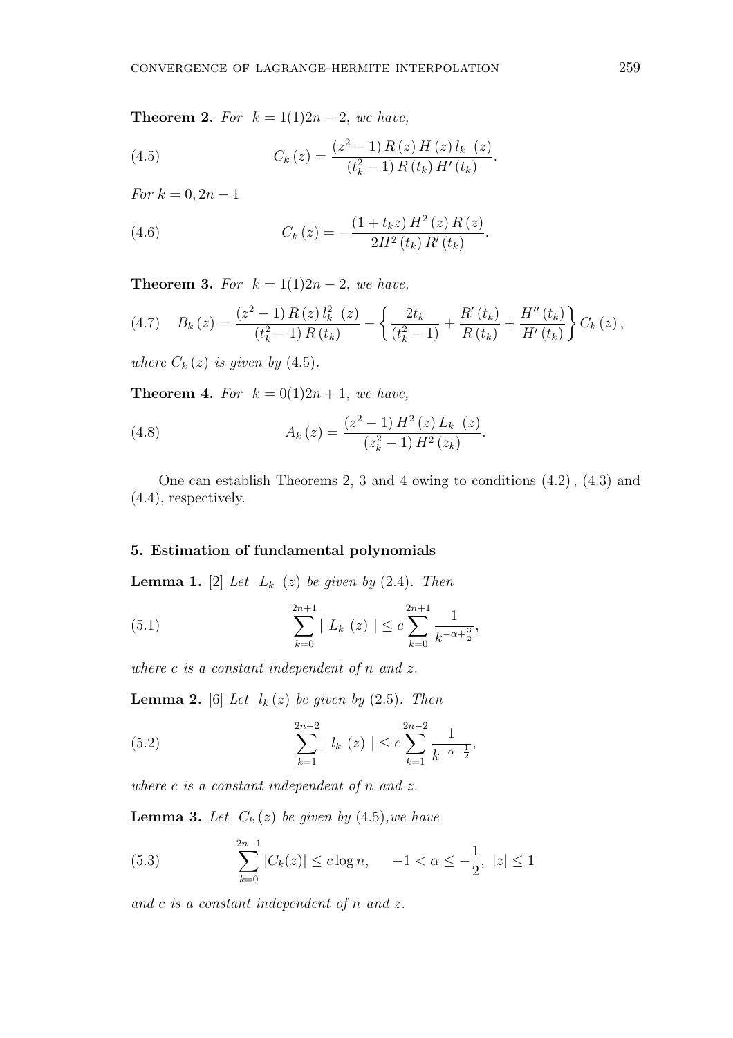**Theorem 2.** *For* $k = 1(1)2n-2$, *we have,*

$$C_k(z) = \frac{(z^2-1)\, R(z)\, H(z)\, l_k(z)}{(t_k^2-1)\, R(t_k)\, H'(t_k)}. \tag{4.5}$$

*For* $k = 0, 2n-1$

$$C_k(z) = -\frac{(1+t_k z)\, H^2(z)\, R(z)}{2H^2(t_k)\, R'(t_k)}. \tag{4.6}$$

**Theorem 3.** *For* $k = 1(1)2n-2$, *we have,*

$$B_k(z) = \frac{(z^2-1)\, R(z)\, l_k^2(z)}{(t_k^2-1)\, R(t_k)} - \left\{ \frac{2t_k}{(t_k^2-1)} + \frac{R'(t_k)}{R(t_k)} + \frac{H''(t_k)}{H'(t_k)} \right\} C_k(z), \tag{4.7}$$

*where* $C_k(z)$ *is given by* (4.5).

**Theorem 4.** *For* $k = 0(1)2n+1$, *we have,*

$$A_k(z) = \frac{(z^2-1)\, H^2(z)\, L_k(z)}{(z_k^2-1)\, H^2(z_k)}. \tag{4.8}$$

One can establish Theorems 2, 3 and 4 owing to conditions (4.2), (4.3) and (4.4), respectively.

## 5. Estimation of fundamental polynomials

**Lemma 1.** [2] *Let* $L_k(z)$ *be given by* (2.4). *Then*

$$\sum_{k=0}^{2n+1} |\, L_k(z) \,| \leq c \sum_{k=0}^{2n+1} \frac{1}{k^{-\alpha+\frac{3}{2}}}, \tag{5.1}$$

*where* $c$ *is a constant independent of* $n$ *and* $z$.

**Lemma 2.** [6] *Let* $l_k(z)$ *be given by* (2.5). *Then*

$$\sum_{k=1}^{2n-2} |\, l_k(z) \,| \leq c \sum_{k=1}^{2n-2} \frac{1}{k^{-\alpha-\frac{1}{2}}}, \tag{5.2}$$

*where* $c$ *is a constant independent of* $n$ *and* $z$.

**Lemma 3.** *Let* $C_k(z)$ *be given by* (4.5),*we have*

$$\sum_{k=0}^{2n-1} |C_k(z)| \leq c \log n, \qquad -1 < \alpha \leq -\frac{1}{2}, \ |z| \leq 1 \tag{5.3}$$

*and* $c$ *is a constant independent of* $n$ *and* $z$.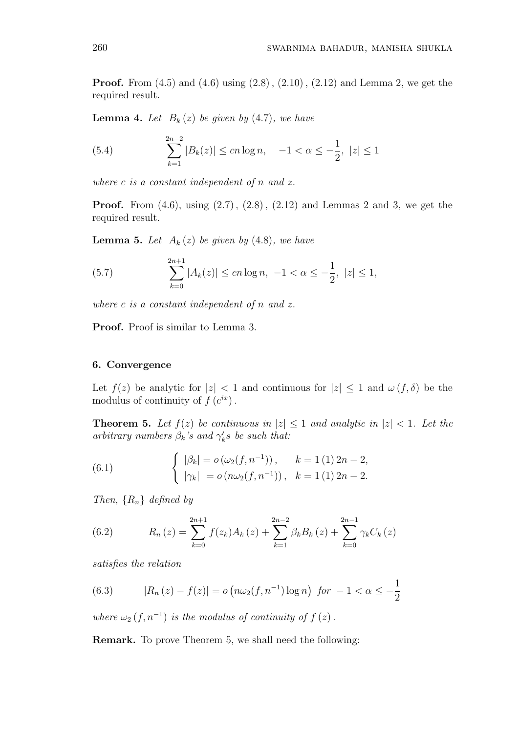**Proof.** From (4.5) and (4.6) using (2.8) , (2.10) , (2.12) and Lemma 2, we get the required result.

**Lemma 4.** *Let $B_k(z)$ be given by (4.7), we have*

$$\sum_{k=1}^{2n-2} |B_k(z)| \leq cn \log n, \quad -1 < \alpha \leq -\frac{1}{2}, \ |z| \leq 1 \tag{5.4}$$

*where c is a constant independent of n and z.*

**Proof.** From (4.6), using (2.7) , (2.8) , (2.12) and Lemmas 2 and 3, we get the required result.

**Lemma 5.** *Let $A_k(z)$ be given by (4.8), we have*

$$\sum_{k=0}^{2n+1} |A_k(z)| \leq cn \log n, \ -1 < \alpha \leq -\frac{1}{2}, \ |z| \leq 1, \tag{5.7}$$

*where c is a constant independent of n and z.*

**Proof.** Proof is similar to Lemma 3.

## 6. Convergence

Let $f(z)$ be analytic for $|z| < 1$ and continuous for $|z| \leq 1$ and $\omega(f, \delta)$ be the modulus of continuity of $f(e^{ix})$.

**Theorem 5.** *Let $f(z)$ be continuous in $|z| \leq 1$ and analytic in $|z| < 1$. Let the arbitrary numbers $\beta_k$'s and $\gamma_k'$s be such that:*

$$\begin{cases} |\beta_k| = o\left(\omega_2(f, n^{-1})\right), & k = 1\,(1)\,2n-2, \\ |\gamma_k| \ = o\left(n\omega_2(f, n^{-1})\right), & k = 1\,(1)\,2n-2. \end{cases} \tag{6.1}$$

*Then, $\{R_n\}$ defined by*

$$R_n(z) = \sum_{k=0}^{2n+1} f(z_k) A_k(z) + \sum_{k=1}^{2n-2} \beta_k B_k(z) + \sum_{k=0}^{2n-1} \gamma_k C_k(z) \tag{6.2}$$

*satisfies the relation*

$$|R_n(z) - f(z)| = o\left(n\omega_2(f, n^{-1}) \log n\right) \ \textit{for} \ -1 < \alpha \leq -\frac{1}{2} \tag{6.3}$$

*where $\omega_2(f, n^{-1})$ is the modulus of continuity of $f(z)$.*

**Remark.** To prove Theorem 5, we shall need the following: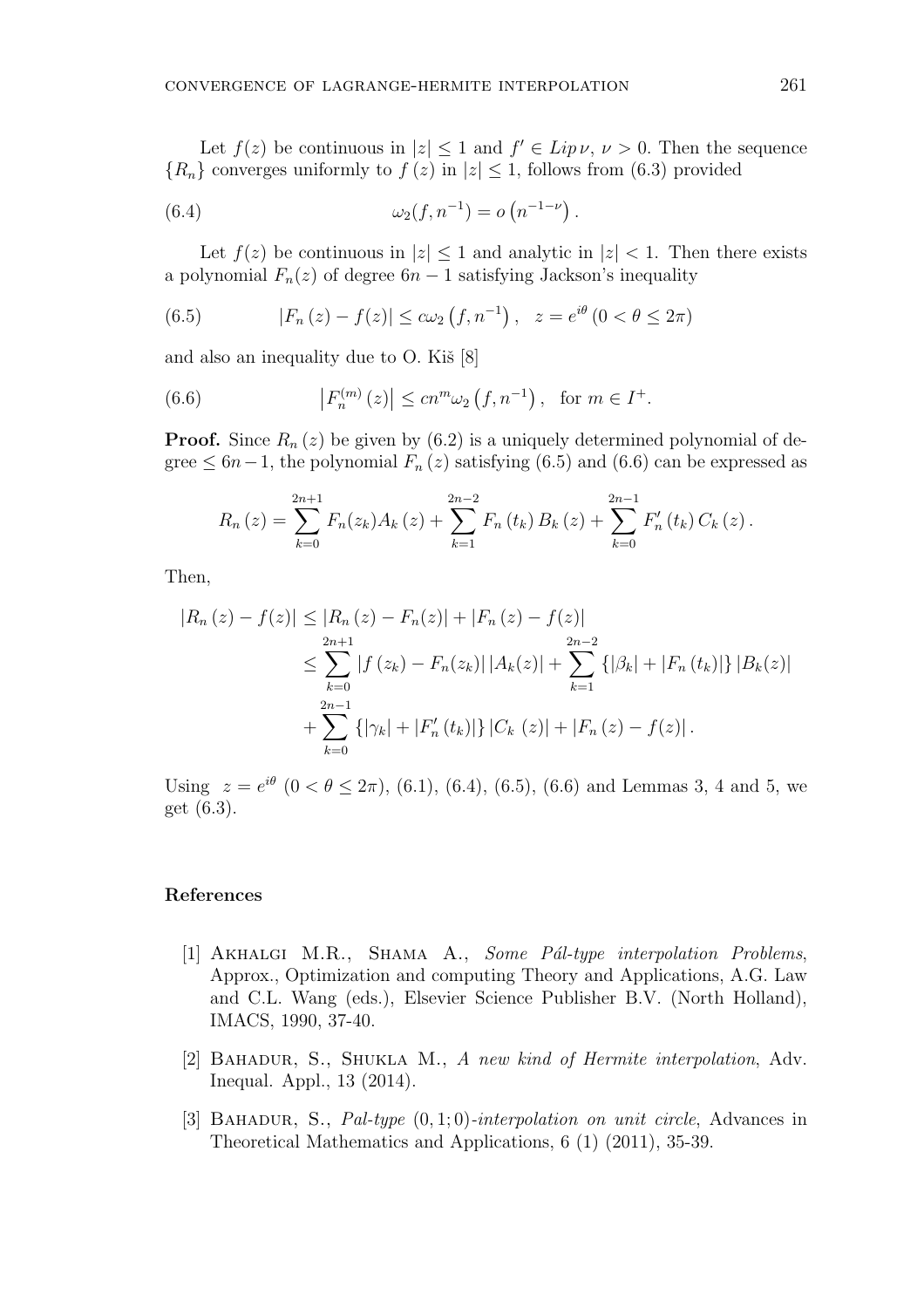Let $f(z)$ be continuous in $|z| \leq 1$ and $f' \in Lip\,\nu$, $\nu > 0$. Then the sequence $\{R_n\}$ converges uniformly to $f(z)$ in $|z| \leq 1$, follows from (6.3) provided

$$\omega_2(f, n^{-1}) = o\left(n^{-1-\nu}\right). \tag{6.4}$$

Let $f(z)$ be continuous in $|z| \leq 1$ and analytic in $|z| < 1$. Then there exists a polynomial $F_n(z)$ of degree $6n - 1$ satisfying Jackson's inequality

$$|F_n(z) - f(z)| \leq c\omega_2\left(f, n^{-1}\right), \quad z = e^{i\theta}\,(0 < \theta \leq 2\pi) \tag{6.5}$$

and also an inequality due to O. Kiš [8]

$$\left|F_n^{(m)}(z)\right| \leq cn^m \omega_2\left(f, n^{-1}\right), \quad \text{for } m \in I^+. \tag{6.6}$$

**Proof.** Since $R_n(z)$ be given by (6.2) is a uniquely determined polynomial of degree $\leq 6n-1$, the polynomial $F_n(z)$ satisfying (6.5) and (6.6) can be expressed as

$$R_n(z) = \sum_{k=0}^{2n+1} F_n(z_k) A_k(z) + \sum_{k=1}^{2n-2} F_n(t_k) B_k(z) + \sum_{k=0}^{2n-1} F_n'(t_k) C_k(z).$$

Then,

$$\begin{aligned}
|R_n(z) - f(z)| &\leq |R_n(z) - F_n(z)| + |F_n(z) - f(z)| \\
&\leq \sum_{k=0}^{2n+1} |f(z_k) - F_n(z_k)|\,|A_k(z)| + \sum_{k=1}^{2n-2} \{|\beta_k| + |F_n(t_k)|\}\,|B_k(z)| \\
&\quad + \sum_{k=0}^{2n-1} \{|\gamma_k| + |F_n'(t_k)|\}\,|C_k(z)| + |F_n(z) - f(z)|.
\end{aligned}$$

Using $z = e^{i\theta}$ $(0 < \theta \leq 2\pi)$, (6.1), (6.4), (6.5), (6.6) and Lemmas 3, 4 and 5, we get (6.3).

## References

[1] Akhalgi M.R., Shama A., *Some Pál-type interpolation Problems*, Approx., Optimization and computing Theory and Applications, A.G. Law and C.L. Wang (eds.), Elsevier Science Publisher B.V. (North Holland), IMACS, 1990, 37-40.

[2] Bahadur, S., Shukla M., *A new kind of Hermite interpolation*, Adv. Inequal. Appl., 13 (2014).

[3] Bahadur, S., *Pal-type $(0, 1; 0)$-interpolation on unit circle*, Advances in Theoretical Mathematics and Applications, 6 (1) (2011), 35-39.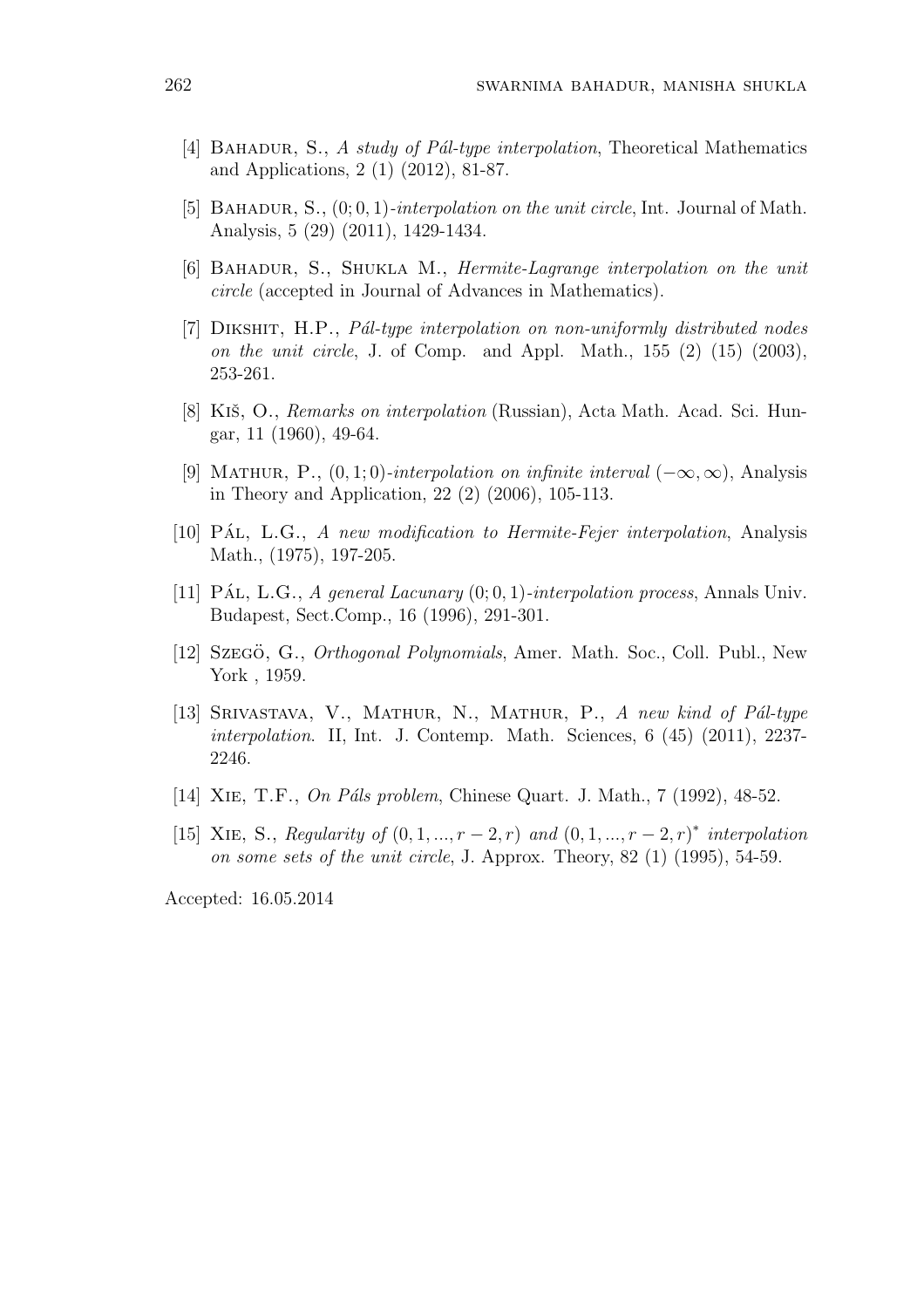[4] Bahadur, S., *A study of Pál-type interpolation*, Theoretical Mathematics and Applications, 2 (1) (2012), 81-87.

[5] Bahadur, S., $(0;0,1)$*-interpolation on the unit circle*, Int. Journal of Math. Analysis, 5 (29) (2011), 1429-1434.

[6] Bahadur, S., Shukla M., *Hermite-Lagrange interpolation on the unit circle* (accepted in Journal of Advances in Mathematics).

[7] Dikshit, H.P., *Pál-type interpolation on non-uniformly distributed nodes on the unit circle*, J. of Comp. and Appl. Math., 155 (2) (15) (2003), 253-261.

[8] Kiš, O., *Remarks on interpolation* (Russian), Acta Math. Acad. Sci. Hungar, 11 (1960), 49-64.

[9] Mathur, P., $(0,1;0)$*-interpolation on infinite interval* $(-\infty,\infty)$, Analysis in Theory and Application, 22 (2) (2006), 105-113.

[10] Pál, L.G., *A new modification to Hermite-Fejer interpolation*, Analysis Math., (1975), 197-205.

[11] Pál, L.G., *A general Lacunary* $(0;0,1)$*-interpolation process*, Annals Univ. Budapest, Sect.Comp., 16 (1996), 291-301.

[12] Szegö, G., *Orthogonal Polynomials*, Amer. Math. Soc., Coll. Publ., New York , 1959.

[13] Srivastava, V., Mathur, N., Mathur, P., *A new kind of Pál-type interpolation*. II, Int. J. Contemp. Math. Sciences, 6 (45) (2011), 2237-2246.

[14] Xie, T.F., *On Páls problem*, Chinese Quart. J. Math., 7 (1992), 48-52.

[15] Xie, S., *Regularity of* $(0,1,...,r-2,r)$ *and* $(0,1,...,r-2,r)^*$ *interpolation on some sets of the unit circle*, J. Approx. Theory, 82 (1) (1995), 54-59.

Accepted: 16.05.2014